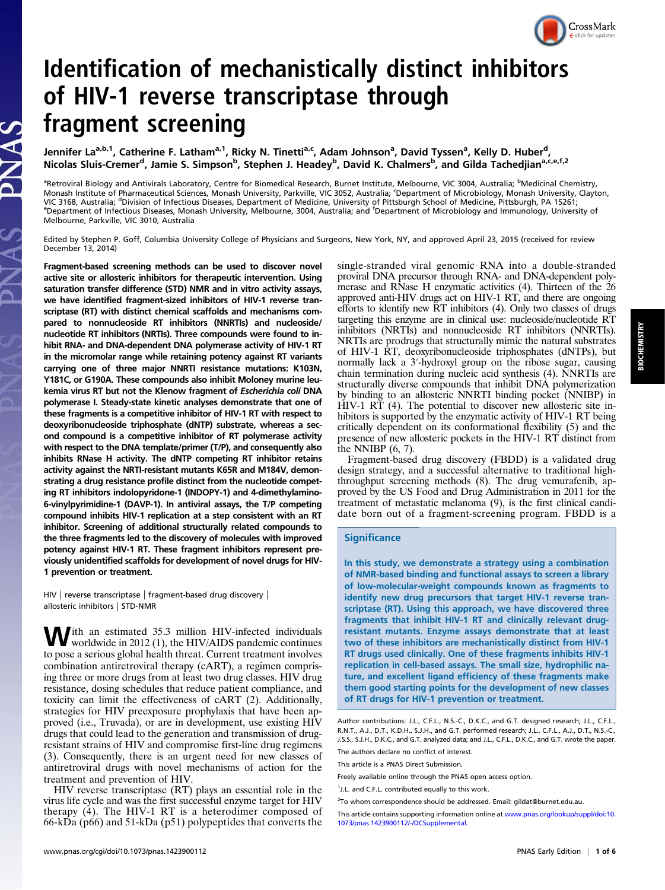# Identification of mechanistically distinct inhibitors of HIV-1 reverse transcriptase through fragment screening

Jennifer La[a,b,1], Catherine F. Latham[a,1], Ricky N. Tinetti[a,c], Adam Johnson[a], David Tyssen[a], Kelly D. Huber[d], Nicolas Sluis-Cremer[d], Jamie S. Simpson[b], Stephen J. Headey[b], David K. Chalmers[b], and Gilda Tachedjian[a,c,e,f,2]

[a]Retroviral Biology and Antivirals Laboratory, Centre for Biomedical Research, Burnet Institute, Melbourne, VIC 3004, Australia; [b]Medicinal Chemistry, Monash Institute of Pharmaceutical Sciences, Monash University, Parkville, VIC 3052, Australia; [c]Department of Microbiology, Monash University, Clayton, VIC 3168, Australia; [d]Division of Infectious Diseases, Department of Medicine, University of Pittsburgh School of Medicine, Pittsburgh, PA 15261; [e]Department of Infectious Diseases, Monash University, Melbourne, 3004, Australia; and [f]Department of Microbiology and Immunology, University of Melbourne, Parkville, VIC 3010, Australia

Edited by Stephen P. Goff, Columbia University College of Physicians and Surgeons, New York, NY, and approved April 23, 2015 (received for review December 13, 2014)

**Fragment-based screening methods can be used to discover novel active site or allosteric inhibitors for therapeutic intervention. Using saturation transfer difference (STD) NMR and in vitro activity assays, we have identified fragment-sized inhibitors of HIV-1 reverse transcriptase (RT) with distinct chemical scaffolds and mechanisms compared to nonnucleoside RT inhibitors (NNRTIs) and nucleoside/nucleotide RT inhibitors (NRTIs). Three compounds were found to inhibit RNA- and DNA-dependent DNA polymerase activity of HIV-1 RT in the micromolar range while retaining potency against RT variants carrying one of three major NNRTI resistance mutations: K103N, Y181C, or G190A. These compounds also inhibit Moloney murine leukemia virus RT but not the Klenow fragment of *Escherichia coli* DNA polymerase I. Steady-state kinetic analyses demonstrate that one of these fragments is a competitive inhibitor of HIV-1 RT with respect to deoxyribonucleoside triphosphate (dNTP) substrate, whereas a second compound is a competitive inhibitor of RT polymerase activity with respect to the DNA template/primer (T/P), and consequently also inhibits RNase H activity. The dNTP competing RT inhibitor retains activity against the NRTI-resistant mutants K65R and M184V, demonstrating a drug resistance profile distinct from the nucleotide competing RT inhibitors indolopyridone-1 (INDOPY-1) and 4-dimethylamino-6-vinylpyrimidine-1 (DAVP-1). In antiviral assays, the T/P competing compound inhibits HIV-1 replication at a step consistent with an RT inhibitor. Screening of additional structurally related compounds to the three fragments led to the discovery of molecules with improved potency against HIV-1 RT. These fragment inhibitors represent previously unidentified scaffolds for development of novel drugs for HIV-1 prevention or treatment.**

HIV | reverse transcriptase | fragment-based drug discovery | allosteric inhibitors | STD-NMR

With an estimated 35.3 million HIV-infected individuals worldwide in 2012 (1), the HIV/AIDS pandemic continues to pose a serious global health threat. Current treatment involves combination antiretroviral therapy (cART), a regimen comprising three or more drugs from at least two drug classes. HIV drug resistance, dosing schedules that reduce patient compliance, and toxicity can limit the effectiveness of cART (2). Additionally, strategies for HIV preexposure prophylaxis that have been approved (i.e., Truvada), or are in development, use existing HIV drugs that could lead to the generation and transmission of drug-resistant strains of HIV and compromise first-line drug regimens (3). Consequently, there is an urgent need for new classes of antiretroviral drugs with novel mechanisms of action for the treatment and prevention of HIV.

HIV reverse transcriptase (RT) plays an essential role in the virus life cycle and was the first successful enzyme target for HIV therapy (4). The HIV-1 RT is a heterodimer composed of 66-kDa (p66) and 51-kDa (p51) polypeptides that converts the single-stranded viral genomic RNA into a double-stranded proviral DNA precursor through RNA- and DNA-dependent polymerase and RNase H enzymatic activities (4). Thirteen of the 26 approved anti-HIV drugs act on HIV-1 RT, and there are ongoing efforts to identify new RT inhibitors (4). Only two classes of drugs targeting this enzyme are in clinical use: nucleoside/nucleotide RT inhibitors (NRTIs) and nonnucleoside RT inhibitors (NNRTIs). NRTIs are prodrugs that structurally mimic the natural substrates of HIV-1 RT, deoxyribonucleoside triphosphates (dNTPs), but normally lack a 3′-hydroxyl group on the ribose sugar, causing chain termination during nucleic acid synthesis (4). NNRTIs are structurally diverse compounds that inhibit DNA polymerization by binding to an allosteric NNRTI binding pocket (NNIBP) in HIV-1 RT (4). The potential to discover new allosteric site inhibitors is supported by the enzymatic activity of HIV-1 RT being critically dependent on its conformational flexibility (5) and the presence of new allosteric pockets in the HIV-1 RT distinct from the NNIBP (6, 7).

Fragment-based drug discovery (FBDD) is a validated drug design strategy, and a successful alternative to traditional high-throughput screening methods (8). The drug vemurafenib, approved by the US Food and Drug Administration in 2011 for the treatment of metastatic melanoma (9), is the first clinical candidate born out of a fragment-screening program. FBDD is a

## Significance

In this study, we demonstrate a strategy using a combination of NMR-based binding and functional assays to screen a library of low-molecular-weight compounds known as fragments to identify new drug precursors that target HIV-1 reverse transcriptase (RT). Using this approach, we have discovered three fragments that inhibit HIV-1 RT and clinically relevant drug-resistant mutants. Enzyme assays demonstrate that at least two of these inhibitors are mechanistically distinct from HIV-1 RT drugs used clinically. One of these fragments inhibits HIV-1 replication in cell-based assays. The small size, hydrophilic nature, and excellent ligand efficiency of these fragments make them good starting points for the development of new classes of RT drugs for HIV-1 prevention or treatment.

Author contributions: J.L., C.F.L., N.S.-C., D.K.C., and G.T. designed research; J.L., C.F.L., R.N.T., A.J., D.T., K.D.H., S.J.H., and G.T. performed research; J.L., C.F.L., A.J., D.T., N.S.-C., J.S.S., S.J.H., D.K.C., and G.T. analyzed data; and J.L., C.F.L., D.K.C., and G.T. wrote the paper.

The authors declare no conflict of interest.

This article is a PNAS Direct Submission.

Freely available online through the PNAS open access option.

[1]J.L. and C.F.L. contributed equally to this work.

[2]To whom correspondence should be addressed. Email: gildat@burnet.edu.au.

This article contains supporting information online at www.pnas.org/lookup/suppl/doi:10.1073/pnas.1423900112/-/DCSupplemental.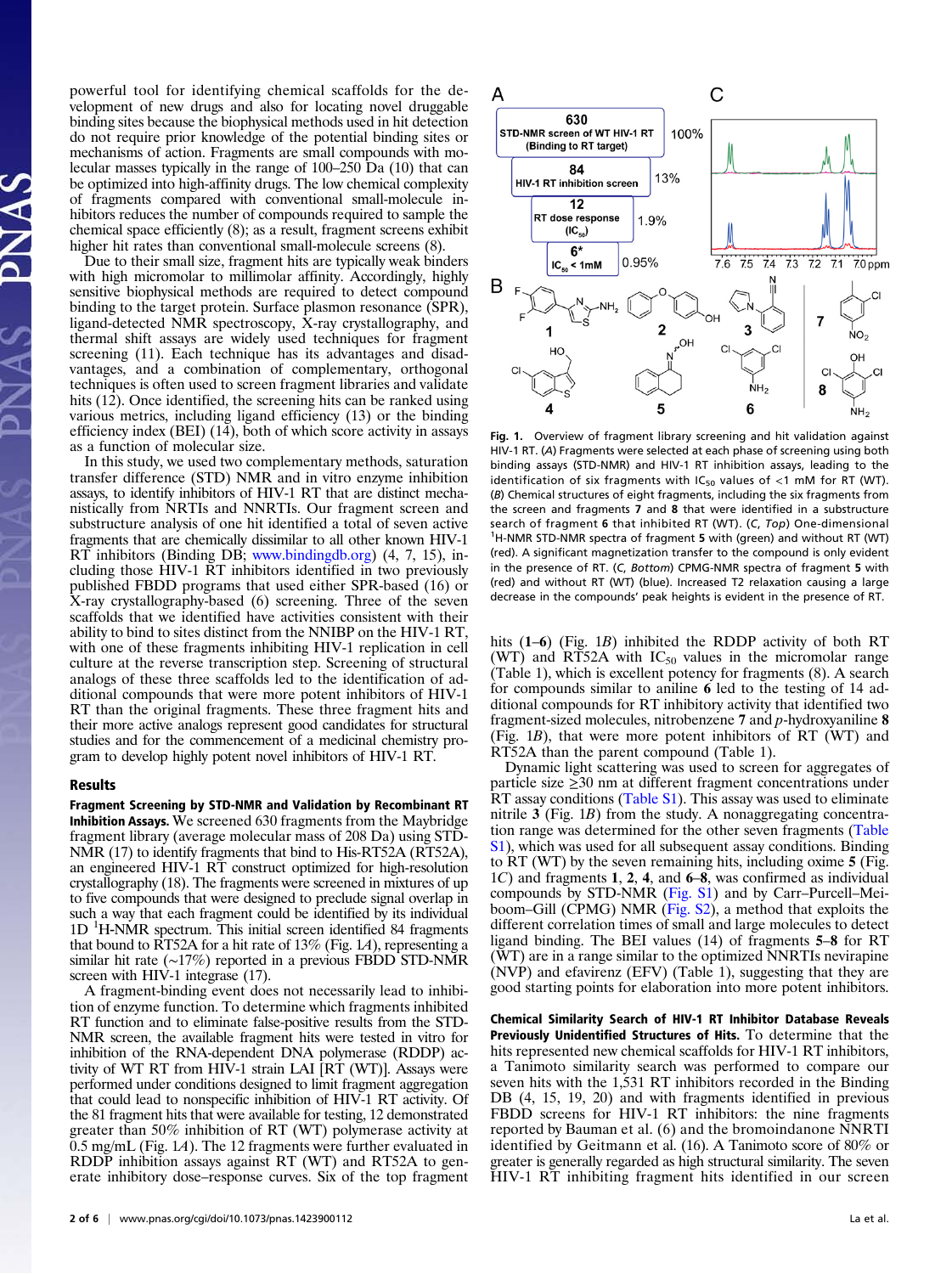powerful tool for identifying chemical scaffolds for the development of new drugs and also for locating novel druggable binding sites because the biophysical methods used in hit detection do not require prior knowledge of the potential binding sites or mechanisms of action. Fragments are small compounds with molecular masses typically in the range of 100–250 Da (10) that can be optimized into high-affinity drugs. The low chemical complexity of fragments compared with conventional small-molecule inhibitors reduces the number of compounds required to sample the chemical space efficiently (8); as a result, fragment screens exhibit higher hit rates than conventional small-molecule screens (8).

Due to their small size, fragment hits are typically weak binders with high micromolar to millimolar affinity. Accordingly, highly sensitive biophysical methods are required to detect compound binding to the target protein. Surface plasmon resonance (SPR), ligand-detected NMR spectroscopy, X-ray crystallography, and thermal shift assays are widely used techniques for fragment screening (11). Each technique has its advantages and disadvantages, and a combination of complementary, orthogonal techniques is often used to screen fragment libraries and validate hits (12). Once identified, the screening hits can be ranked using various metrics, including ligand efficiency (13) or the binding efficiency index (BEI) (14), both of which score activity in assays as a function of molecular size.

In this study, we used two complementary methods, saturation transfer difference (STD) NMR and in vitro enzyme inhibition assays, to identify inhibitors of HIV-1 RT that are distinct mechanistically from NRTIs and NNRTIs. Our fragment screen and substructure analysis of one hit identified a total of seven active fragments that are chemically dissimilar to all other known HIV-1 RT inhibitors (Binding DB; www.bindingdb.org) (4, 7, 15), including those HIV-1 RT inhibitors identified in two previously published FBDD programs that used either SPR-based (16) or X-ray crystallography-based (6) screening. Three of the seven scaffolds that we identified have activities consistent with their ability to bind to sites distinct from the NNIBP on the HIV-1 RT, with one of these fragments inhibiting HIV-1 replication in cell culture at the reverse transcription step. Screening of structural analogs of these three scaffolds led to the identification of additional compounds that were more potent inhibitors of HIV-1 RT than the original fragments. These three fragment hits and their more active analogs represent good candidates for structural studies and for the commencement of a medicinal chemistry program to develop highly potent novel inhibitors of HIV-1 RT.

## Results

**Fragment Screening by STD-NMR and Validation by Recombinant RT Inhibition Assays.** We screened 630 fragments from the Maybridge fragment library (average molecular mass of 208 Da) using STD-NMR (17) to identify fragments that bind to His-RT52A (RT52A), an engineered HIV-1 RT construct optimized for high-resolution crystallography (18). The fragments were screened in mixtures of up to five compounds that were designed to preclude signal overlap in such a way that each fragment could be identified by its individual 1D $^1$H-NMR spectrum. This initial screen identified 84 fragments that bound to RT52A for a hit rate of 13% (Fig. 1A), representing a similar hit rate (~17%) reported in a previous FBDD STD-NMR screen with HIV-1 integrase (17).

A fragment-binding event does not necessarily lead to inhibition of enzyme function. To determine which fragments inhibited RT function and to eliminate false-positive results from the STD-NMR screen, the available fragment hits were tested in vitro for inhibition of the RNA-dependent DNA polymerase (RDDP) activity of WT RT from HIV-1 strain LAI [RT (WT)]. Assays were performed under conditions designed to limit fragment aggregation that could lead to nonspecific inhibition of HIV-1 RT activity. Of the 81 fragment hits that were available for testing, 12 demonstrated greater than 50% inhibition of RT (WT) polymerase activity at 0.5 mg/mL (Fig. 1A). The 12 fragments were further evaluated in RDDP inhibition assays against RT (WT) and RT52A to generate inhibitory dose–response curves. Six of the top fragment hits (**1**–**6**) (Fig. 1B) inhibited the RDDP activity of both RT (WT) and RT52A with $IC_{50}$ values in the micromolar range (Table 1), which is excellent potency for fragments (8). A search for compounds similar to aniline **6** led to the testing of 14 additional compounds for RT inhibitory activity that identified two fragment-sized molecules, nitrobenzene **7** and *p*-hydroxyaniline **8** (Fig. 1B), that were more potent inhibitors of RT (WT) and RT52A than the parent compound (Table 1).

Dynamic light scattering was used to screen for aggregates of particle size ≥30 nm at different fragment concentrations under RT assay conditions (Table S1). This assay was used to eliminate nitrile **3** (Fig. 1B) from the study. A nonaggregating concentration range was determined for the other seven fragments (Table S1), which was used for all subsequent assay conditions. Binding to RT (WT) by the seven remaining hits, including oxime **5** (Fig. 1C) and fragments **1**, **2**, **4**, and **6**–**8**, was confirmed as individual compounds by STD-NMR (Fig. S1) and by Carr–Purcell–Meiboom–Gill (CPMG) NMR (Fig. S2), a method that exploits the different correlation times of small and large molecules to detect ligand binding. The BEI values (14) of fragments **5**–**8** for RT (WT) are in a range similar to the optimized NNRTIs nevirapine (NVP) and efavirenz (EFV) (Table 1), suggesting that they are good starting points for elaboration into more potent inhibitors.

**Fig. 1.** Overview of fragment library screening and hit validation against HIV-1 RT. (*A*) Fragments were selected at each phase of screening using both binding assays (STD-NMR) and HIV-1 RT inhibition assays, leading to the identification of six fragments with $IC_{50}$ values of <1 mM for RT (WT). (*B*) Chemical structures of eight fragments, including the six fragments from the screen and fragments **7** and **8** that were identified in a substructure search of fragment **6** that inhibited RT (WT). (*C*, *Top*) One-dimensional $^1$H-NMR STD-NMR spectra of fragment **5** with (green) and without RT (WT) (red). A significant magnetization transfer to the compound is only evident in the presence of RT. (*C*, *Bottom*) CPMG-NMR spectra of fragment **5** with (red) and without RT (WT) (blue). Increased T2 relaxation causing a large decrease in the compounds' peak heights is evident in the presence of RT.

**Chemical Similarity Search of HIV-1 RT Inhibitor Database Reveals Previously Unidentified Structures of Hits.** To determine that the hits represented new chemical scaffolds for HIV-1 RT inhibitors, a Tanimoto similarity search was performed to compare our seven hits with the 1,531 RT inhibitors recorded in the Binding DB (4, 15, 19, 20) and with fragments identified in previous FBDD screens for HIV-1 RT inhibitors: the nine fragments reported by Bauman et al. (6) and the bromoindanone NNRTI identified by Geitmann et al. (16). A Tanimoto score of 80% or greater is generally regarded as high structural similarity. The seven HIV-1 RT inhibiting fragment hits identified in our screen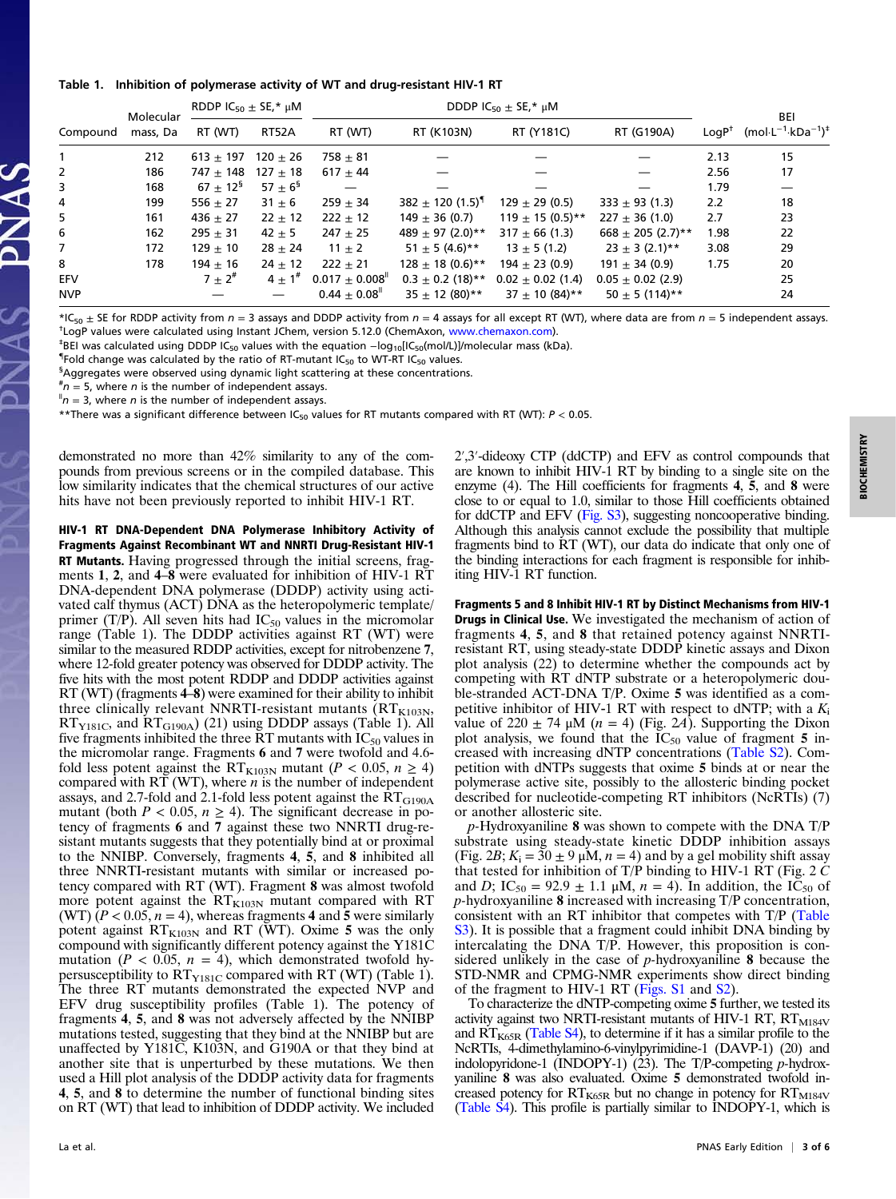**Table 1. Inhibition of polymerase activity of WT and drug-resistant HIV-1 RT**

| Compound | Molecular mass, Da | RDDP $IC_{50}$ ± SE,* μM | | DDDP $IC_{50}$ ± SE,* μM | | | | LogP[†] | BEI (mol·L$^{-1}$·kDa$^{-1}$)[‡] |
|---|---|---|---|---|---|---|---|---|---|
| | | RT (WT) | RT52A | RT (WT) | RT (K103N) | RT (Y181C) | RT (G190A) | | |
| 1 | 212 | 613 ± 197 | 120 ± 26 | 758 ± 81 | — | — | — | 2.13 | 15 |
| 2 | 186 | 747 ± 148 | 127 ± 18 | 617 ± 44 | — | — | — | 2.56 | 17 |
| 3 | 168 | 67 ± 12[§] | 57 ± 6[§] | — | — | — | — | 1.79 | — |
| 4 | 199 | 556 ± 27 | 31 ± 6 | 259 ± 34 | 382 ± 120 (1.5)[¶] | 129 ± 29 (0.5) | 333 ± 93 (1.3) | 2.2 | 18 |
| 5 | 161 | 436 ± 27 | 22 ± 12 | 222 ± 12 | 149 ± 36 (0.7) | 119 ± 15 (0.5)** | 227 ± 36 (1.0) | 2.7 | 23 |
| 6 | 162 | 295 ± 31 | 42 ± 5 | 247 ± 25 | 489 ± 97 (2.0)** | 317 ± 66 (1.3) | 668 ± 205 (2.7)** | 1.98 | 22 |
| 7 | 172 | 129 ± 10 | 28 ± 24 | 11 ± 2 | 51 ± 5 (4.6)** | 13 ± 5 (1.2) | 23 ± 3 (2.1)** | 3.08 | 29 |
| 8 | 178 | 194 ± 16 | 24 ± 12 | 222 ± 21 | 128 ± 18 (0.6)** | 194 ± 23 (0.9) | 191 ± 34 (0.9) | 1.75 | 20 |
| EFV | | 7 ± 2[#] | 4 ± 1[#] | 0.017 ± 0.008[‖] | 0.3 ± 0.2 (18)** | 0.02 ± 0.02 (1.4) | 0.05 ± 0.02 (2.9) | | 25 |
| NVP | | — | — | 0.44 ± 0.08[‖] | 35 ± 12 (80)** | 37 ± 10 (84)** | 50 ± 5 (114)** | | 24 |

*$IC_{50}$ ± SE for RDDP activity from $n = 3$ assays and DDDP activity from $n = 4$ assays for all except RT (WT), where data are from $n = 5$ independent assays.
[†]LogP values were calculated using Instant JChem, version 5.12.0 (ChemAxon, www.chemaxon.com).
[‡]BEI was calculated using DDDP $IC_{50}$ values with the equation $-\log_{10}[IC_{50}(mol/L)]$/molecular mass (kDa).
[¶]Fold change was calculated by the ratio of RT-mutant $IC_{50}$ to WT-RT $IC_{50}$ values.
[§]Aggregates were observed using dynamic light scattering at these concentrations.
[#]$n = 5$, where $n$ is the number of independent assays.
[‖]$n = 3$, where $n$ is the number of independent assays.
**There was a significant difference between $IC_{50}$ values for RT mutants compared with RT (WT): $P < 0.05$.

demonstrated no more than 42% similarity to any of the compounds from previous screens or in the compiled database. This low similarity indicates that the chemical structures of our active hits have not been previously reported to inhibit HIV-1 RT.

**HIV-1 RT DNA-Dependent DNA Polymerase Inhibitory Activity of Fragments Against Recombinant WT and NNRTI Drug-Resistant HIV-1 RT Mutants.** Having progressed through the initial screens, fragments **1**, **2**, and **4**–**8** were evaluated for inhibition of HIV-1 RT DNA-dependent DNA polymerase (DDDP) activity using activated calf thymus (ACT) DNA as the heteropolymeric template/primer (T/P). All seven hits had $IC_{50}$ values in the micromolar range (Table 1). The DDDP activities against RT (WT) were similar to the measured RDDP activities, except for nitrobenzene **7**, where 12-fold greater potency was observed for DDDP activity. The five hits with the most potent RDDP and DDDP activities against RT (WT) (fragments **4**–**8**) were examined for their ability to inhibit three clinically relevant NNRTI-resistant mutants ($RT_{K103N}$, $RT_{Y181C}$, and $RT_{G190A}$) (21) using DDDP assays (Table 1). All five fragments inhibited the three RT mutants with $IC_{50}$ values in the micromolar range. Fragments **6** and **7** were twofold and 4.6-fold less potent against the $RT_{K103N}$ mutant ($P < 0.05$, $n \geq 4$) compared with RT (WT), where $n$ is the number of independent assays, and 2.7-fold and 2.1-fold less potent against the $RT_{G190A}$ mutant (both $P < 0.05$, $n \geq 4$). The significant decrease in potency of fragments **6** and **7** against these two NNRTI drug-resistant mutants suggests that they potentially bind at or proximal to the NNIBP. Conversely, fragments **4**, **5**, and **8** inhibited all three NNRTI-resistant mutants with similar or increased potency compared with RT (WT). Fragment **8** was almost twofold more potent against the $RT_{K103N}$ mutant compared with RT (WT) ($P < 0.05$, $n = 4$), whereas fragments **4** and **5** were similarly potent against $RT_{K103N}$ and RT (WT). Oxime **5** was the only compound with significantly different potency against the Y181C mutation ($P < 0.05$, $n = 4$), which demonstrated twofold hypersusceptibility to $RT_{Y181C}$ compared with RT (WT) (Table 1). The three RT mutants demonstrated the expected NVP and EFV drug susceptibility profiles (Table 1). The potency of fragments **4**, **5**, and **8** was not adversely affected by the NNIBP mutations tested, suggesting that they bind at the NNIBP but are unaffected by Y181C, K103N, and G190A or that they bind at another site that is unperturbed by these mutations. We then used a Hill plot analysis of the DDDP activity data for fragments **4**, **5**, and **8** to determine the number of functional binding sites on RT (WT) that lead to inhibition of DDDP activity. We included 2′,3′-dideoxy CTP (ddCTP) and EFV as control compounds that are known to inhibit HIV-1 RT by binding to a single site on the enzyme (4). The Hill coefficients for fragments **4**, **5**, and **8** were close to or equal to 1.0, similar to those Hill coefficients obtained for ddCTP and EFV (Fig. S3), suggesting noncooperative binding. Although this analysis cannot exclude the possibility that multiple fragments bind to RT (WT), our data do indicate that only one of the binding interactions for each fragment is responsible for inhibiting HIV-1 RT function.

**Fragments 5 and 8 Inhibit HIV-1 RT by Distinct Mechanisms from HIV-1 Drugs in Clinical Use.** We investigated the mechanism of action of fragments **4**, **5**, and **8** that retained potency against NNRTI-resistant RT, using steady-state DDDP kinetic assays and Dixon plot analysis (22) to determine whether the compounds act by competing with RT dNTP substrate or a heteropolymeric double-stranded ACT-DNA T/P. Oxime **5** was identified as a competitive inhibitor of HIV-1 RT with respect to dNTP; with a $K_i$ value of 220 ± 74 μM ($n = 4$) (Fig. 2*A*). Supporting the Dixon plot analysis, we found that the $IC_{50}$ value of fragment **5** increased with increasing dNTP concentrations (Table S2). Competition with dNTPs suggests that oxime **5** binds at or near the polymerase active site, possibly to the allosteric binding pocket described for nucleotide-competing RT inhibitors (NcRTIs) (7) or another allosteric site.

*p*-Hydroxyaniline **8** was shown to compete with the DNA T/P substrate using steady-state kinetic DDDP inhibition assays (Fig. 2*B*; $K_i$ = 30 ± 9 μM, $n = 4$) and by a gel mobility shift assay that tested for inhibition of T/P binding to HIV-1 RT (Fig. 2 *C* and *D*; $IC_{50}$ = 92.9 ± 1.1 μM, $n = 4$). In addition, the $IC_{50}$ of *p*-hydroxyaniline **8** increased with increasing T/P concentration, consistent with an RT inhibitor that competes with T/P (Table S3). It is possible that a fragment could inhibit DNA binding by intercalating the DNA T/P. However, this proposition is considered unlikely in the case of *p*-hydroxyaniline **8** because the STD-NMR and CPMG-NMR experiments show direct binding of the fragment to HIV-1 RT (Figs. S1 and S2).

To characterize the dNTP-competing oxime **5** further, we tested its activity against two NRTI-resistant mutants of HIV-1 RT, $RT_{M184V}$ and $RT_{K65R}$ (Table S4), to determine if it has a similar profile to the NcRTIs, 4-dimethylamino-6-vinylpyrimidine-1 (DAVP-1) (20) and indolopyridone-1 (INDOPY-1) (23). The T/P-competing *p*-hydroxyaniline **8** was also evaluated. Oxime **5** demonstrated twofold increased potency for $RT_{K65R}$ but no change in potency for $RT_{M184V}$ (Table S4). This profile is partially similar to INDOPY-1, which is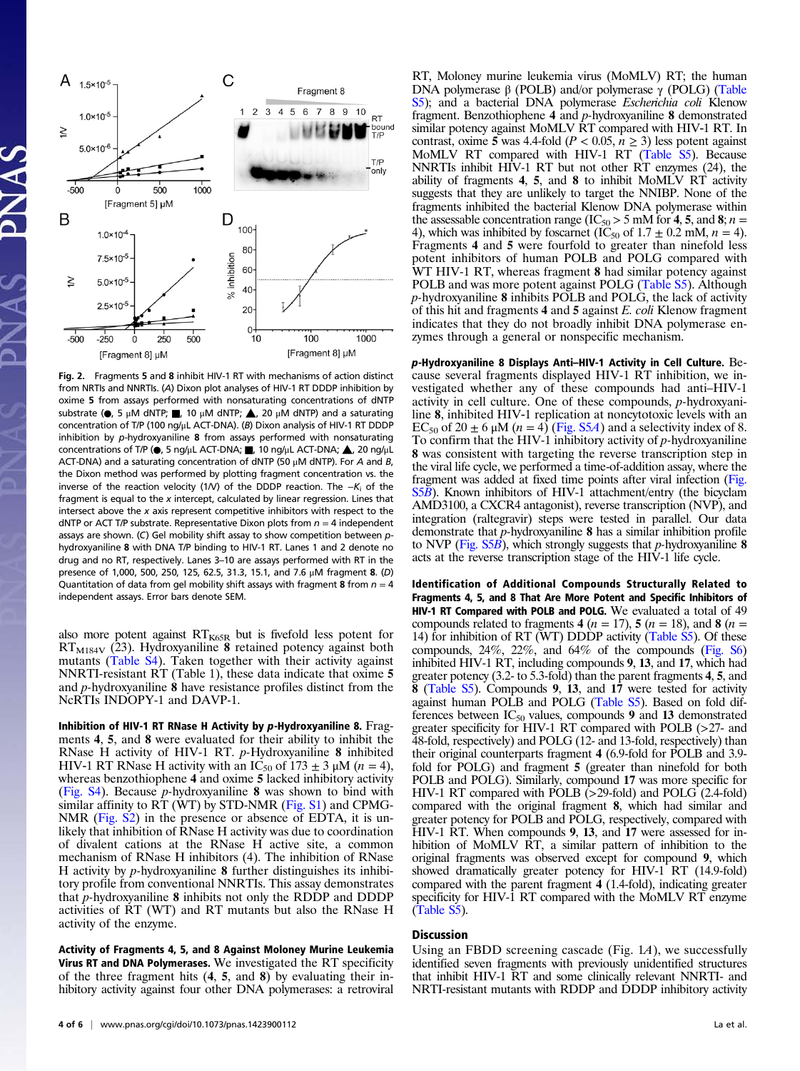Fig. 2. Fragments **5** and **8** inhibit HIV-1 RT with mechanisms of action distinct from NRTIs and NNRTIs. (*A*) Dixon plot analyses of HIV-1 RT DDDP inhibition by oxime **5** from assays performed with nonsaturating concentrations of dNTP substrate (●, 5 μM dNTP; ■, 10 μM dNTP; ▲, 20 μM dNTP) and a saturating concentration of T/P (100 ng/μL ACT-DNA). (*B*) Dixon analysis of HIV-1 RT DDDP inhibition by *p*-hydroxyaniline **8** from assays performed with nonsaturating concentrations of T/P (●, 5 ng/μL ACT-DNA; ■, 10 ng/μL ACT-DNA; ▲, 20 ng/μL ACT-DNA) and a saturating concentration of dNTP (50 μM dNTP). For *A* and *B*, the Dixon method was performed by plotting fragment concentration vs. the inverse of the reaction velocity (1/V) of the DDDP reaction. The $-K_i$ of the fragment is equal to the *x* intercept, calculated by linear regression. Lines that intersect above the *x* axis represent competitive inhibitors with respect to the dNTP or ACT T/P substrate. Representative Dixon plots from $n = 4$ independent assays are shown. (*C*) Gel mobility shift assay to show competition between *p*-hydroxyaniline **8** with DNA T/P binding to HIV-1 RT. Lanes 1 and 2 denote no drug and no RT, respectively. Lanes 3–10 are assays performed with RT in the presence of 1,000, 500, 250, 125, 62.5, 31.3, 15.1, and 7.6 μM fragment **8**. (*D*) Quantitation of data from gel mobility shift assays with fragment **8** from $n = 4$ independent assays. Error bars denote SEM.

also more potent against $RT_{K65R}$ but is fivefold less potent for $RT_{M184V}$ (23). Hydroxyaniline **8** retained potency against both mutants (Table S4). Taken together with their activity against NNRTI-resistant RT (Table 1), these data indicate that oxime **5** and *p*-hydroxyaniline **8** have resistance profiles distinct from the NcRTIs INDOPY-1 and DAVP-1.

**Inhibition of HIV-1 RT RNase H Activity by *p*-Hydroxyaniline 8.** Fragments **4**, **5**, and **8** were evaluated for their ability to inhibit the RNase H activity of HIV-1 RT. *p*-Hydroxyaniline **8** inhibited HIV-1 RT RNase H activity with an $IC_{50}$ of 173 ± 3 μM ($n = 4$), whereas benzothiophene **4** and oxime **5** lacked inhibitory activity (Fig. S4). Because *p*-hydroxyaniline **8** was shown to bind with similar affinity to RT (WT) by STD-NMR (Fig. S1) and CPMG-NMR (Fig. S2) in the presence or absence of EDTA, it is unlikely that inhibition of RNase H activity was due to coordination of divalent cations at the RNase H active site, a common mechanism of RNase H inhibitors (4). The inhibition of RNase H activity by *p*-hydroxyaniline **8** further distinguishes its inhibitory profile from conventional NNRTIs. This assay demonstrates that *p*-hydroxyaniline **8** inhibits not only the RDDP and DDDP activities of RT (WT) and RT mutants but also the RNase H activity of the enzyme.

**Activity of Fragments 4, 5, and 8 Against Moloney Murine Leukemia Virus RT and DNA Polymerases.** We investigated the RT specificity of the three fragment hits (**4**, **5**, and **8**) by evaluating their inhibitory activity against four other DNA polymerases: a retroviral RT, Moloney murine leukemia virus (MoMLV) RT; the human DNA polymerase β (POLB) and/or polymerase γ (POLG) (Table S5); and a bacterial DNA polymerase *Escherichia coli* Klenow fragment. Benzothiophene **4** and *p*-hydroxyaniline **8** demonstrated similar potency against MoMLV RT compared with HIV-1 RT. In contrast, oxime **5** was 4.4-fold ($P < 0.05$, $n \geq 3$) less potent against MoMLV RT compared with HIV-1 RT (Table S5). Because NNRTIs inhibit HIV-1 RT but not other RT enzymes (24), the ability of fragments **4**, **5**, and **8** to inhibit MoMLV RT activity suggests that they are unlikely to target the NNIBP. None of the fragments inhibited the bacterial Klenow DNA polymerase within the assessable concentration range ($IC_{50} > 5$ mM for **4**, **5**, and **8**; $n = 4$), which was inhibited by foscarnet ($IC_{50}$ of 1.7 ± 0.2 mM, $n = 4$). Fragments **4** and **5** were fourfold to greater than ninefold less potent inhibitors of human POLB and POLG compared with WT HIV-1 RT, whereas fragment **8** had similar potency against POLB and was more potent against POLG (Table S5). Although *p*-hydroxyaniline **8** inhibits POLB and POLG, the lack of activity of this hit and fragments **4** and **5** against *E. coli* Klenow fragment indicates that they do not broadly inhibit DNA polymerase enzymes through a general or nonspecific mechanism.

***p*-Hydroxyaniline 8 Displays Anti–HIV-1 Activity in Cell Culture.** Because several fragments displayed HIV-1 RT inhibition, we investigated whether any of these compounds had anti–HIV-1 activity in cell culture. One of these compounds, *p*-hydroxyaniline **8**, inhibited HIV-1 replication at noncytotoxic levels with an $EC_{50}$ of 20 ± 6 μM ($n = 4$) (Fig. S5*A*) and a selectivity index of 8. To confirm that the HIV-1 inhibitory activity of *p*-hydroxyaniline **8** was consistent with targeting the reverse transcription step in the viral life cycle, we performed a time-of-addition assay, where the fragment was added at fixed time points after viral infection (Fig. S5*B*). Known inhibitors of HIV-1 attachment/entry (the bicyclam AMD3100, a CXCR4 antagonist), reverse transcription (NVP), and integration (raltegravir) steps were tested in parallel. Our data demonstrate that *p*-hydroxyaniline **8** has a similar inhibition profile to NVP (Fig. S5*B*), which strongly suggests that *p*-hydroxyaniline **8** acts at the reverse transcription stage of the HIV-1 life cycle.

**Identification of Additional Compounds Structurally Related to Fragments 4, 5, and 8 That Are More Potent and Specific Inhibitors of HIV-1 RT Compared with POLB and POLG.** We evaluated a total of 49 compounds related to fragments **4** ($n = 17$), **5** ($n = 18$), and **8** ($n = 14$) for inhibition of RT (WT) DDDP activity (Table S5). Of these compounds, 24%, 22%, and 64% of the compounds (Fig. S6) inhibited HIV-1 RT, including compounds **9**, **13**, and **17**, which had greater potency (3.2- to 5.3-fold) than the parent fragments **4**, **5**, and **8** (Table S5). Compounds **9**, **13**, and **17** were tested for activity against human POLB and POLG (Table S5). Based on fold differences between $IC_{50}$ values, compounds **9** and **13** demonstrated greater specificity for HIV-1 RT compared with POLB (>27- and 48-fold, respectively) and POLG (12- and 13-fold, respectively) than their original counterparts fragment **4** (6.9-fold for POLB and 3.9-fold for POLG) and fragment **5** (greater than ninefold for both POLB and POLG). Similarly, compound **17** was more specific for HIV-1 RT compared with POLB (>29-fold) and POLG (2.4-fold) compared with the original fragment **8**, which had similar and greater potency for POLB and POLG, respectively, compared with HIV-1 RT. When compounds **9**, **13**, and **17** were assessed for inhibition of MoMLV RT, a similar pattern of inhibition to the original fragments was observed except for compound **9**, which showed dramatically greater potency for HIV-1 RT (14.9-fold) compared with the parent fragment **4** (1.4-fold), indicating greater specificity for HIV-1 RT compared with the MoMLV RT enzyme (Table S5).

## Discussion

Using an FBDD screening cascade (Fig. 1*A*), we successfully identified seven fragments with previously unidentified structures that inhibit HIV-1 RT and some clinically relevant NNRTI- and NRTI-resistant mutants with RDDP and DDDP inhibitory activity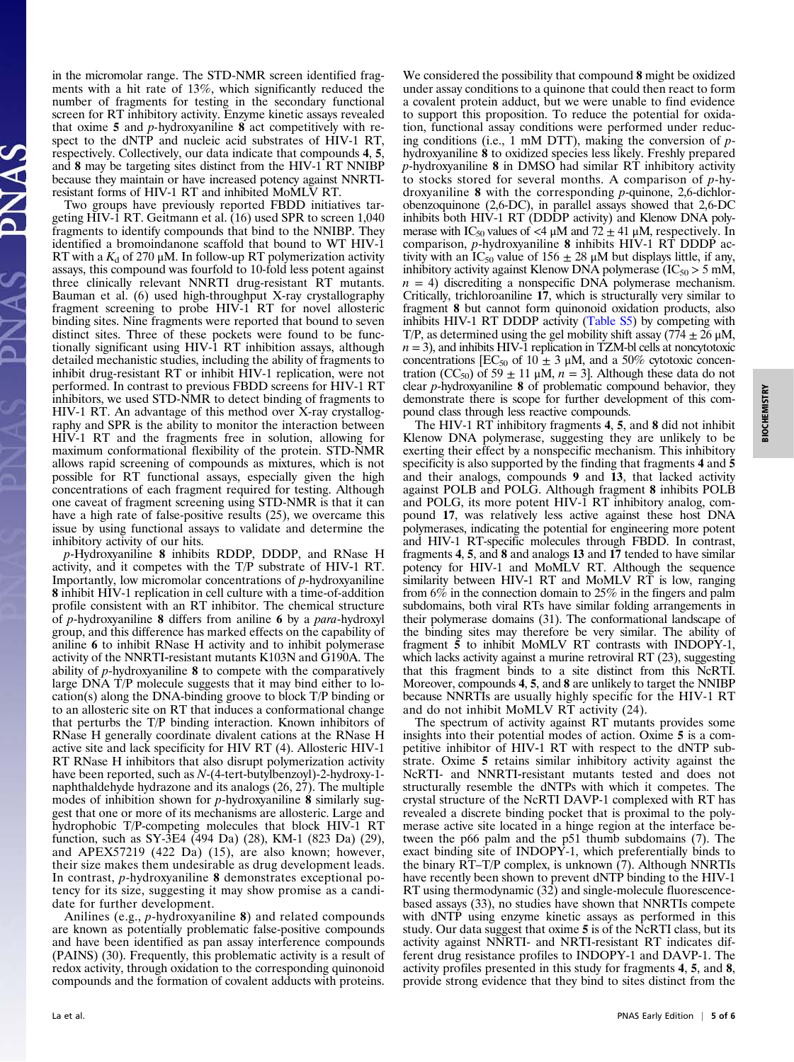in the micromolar range. The STD-NMR screen identified fragments with a hit rate of 13%, which significantly reduced the number of fragments for testing in the secondary functional screen for RT inhibitory activity. Enzyme kinetic assays revealed that oxime **5** and *p*-hydroxyaniline **8** act competitively with respect to the dNTP and nucleic acid substrates of HIV-1 RT, respectively. Collectively, our data indicate that compounds **4**, **5**, and **8** may be targeting sites distinct from the HIV-1 RT NNIBP because they maintain or have increased potency against NNRTI-resistant forms of HIV-1 RT and inhibited MoMLV RT.

Two groups have previously reported FBDD initiatives targeting HIV-1 RT. Geitmann et al. (16) used SPR to screen 1,040 fragments to identify compounds that bind to the NNIBP. They identified a bromoindanone scaffold that bound to WT HIV-1 RT with a $K_d$ of 270 μM. In follow-up RT polymerization activity assays, this compound was fourfold to 10-fold less potent against three clinically relevant NNRTI drug-resistant RT mutants. Bauman et al. (6) used high-throughput X-ray crystallography fragment screening to probe HIV-1 RT for novel allosteric binding sites. Nine fragments were reported that bound to seven distinct sites. Three of these pockets were found to be functionally significant using HIV-1 RT inhibition assays, although detailed mechanistic studies, including the ability of fragments to inhibit drug-resistant RT or inhibit HIV-1 replication, were not performed. In contrast to previous FBDD screens for HIV-1 RT inhibitors, we used STD-NMR to detect binding of fragments to HIV-1 RT. An advantage of this method over X-ray crystallography and SPR is the ability to monitor the interaction between HIV-1 RT and the fragments free in solution, allowing for maximum conformational flexibility of the protein. STD-NMR allows rapid screening of compounds as mixtures, which is not possible for RT functional assays, especially given the high concentrations of each fragment required for testing. Although one caveat of fragment screening using STD-NMR is that it can have a high rate of false-positive results (25), we overcame this issue by using functional assays to validate and determine the inhibitory activity of our hits.

*p*-Hydroxyaniline **8** inhibits RDDP, DDDP, and RNase H activity, and it competes with the T/P substrate of HIV-1 RT. Importantly, low micromolar concentrations of *p*-hydroxyaniline **8** inhibit HIV-1 replication in cell culture with a time-of-addition profile consistent with an RT inhibitor. The chemical structure of *p*-hydroxyaniline **8** differs from aniline **6** by a *para*-hydroxyl group, and this difference has marked effects on the capability of aniline **6** to inhibit RNase H activity and to inhibit polymerase activity of the NNRTI-resistant mutants K103N and G190A. The ability of *p*-hydroxyaniline **8** to compete with the comparatively large DNA T/P molecule suggests that it may bind either to location(s) along the DNA-binding groove to block T/P binding or to an allosteric site on RT that induces a conformational change that perturbs the T/P binding interaction. Known inhibitors of RNase H generally coordinate divalent cations at the RNase H active site and lack specificity for HIV RT (4). Allosteric HIV-1 RT RNase H inhibitors that also disrupt polymerization activity have been reported, such as *N*-(4-tert-butylbenzoyl)-2-hydroxy-1-naphthaldehyde hydrazone and its analogs (26, 27). The multiple modes of inhibition shown for *p*-hydroxyaniline **8** similarly suggest that one or more of its mechanisms are allosteric. Large and hydrophobic T/P-competing molecules that block HIV-1 RT function, such as SY-3E4 (494 Da) (28), KM-1 (823 Da) (29), and APEX57219 (422 Da) (15), are also known; however, their size makes them undesirable as drug development leads. In contrast, *p*-hydroxyaniline **8** demonstrates exceptional potency for its size, suggesting it may show promise as a candidate for further development.

Anilines (e.g., *p*-hydroxyaniline **8**) and related compounds are known as potentially problematic false-positive compounds and have been identified as pan assay interference compounds (PAINS) (30). Frequently, this problematic activity is a result of redox activity, through oxidation to the corresponding quinonoid compounds and the formation of covalent adducts with proteins. We considered the possibility that compound **8** might be oxidized under assay conditions to a quinone that could then react to form a covalent protein adduct, but we were unable to find evidence to support this proposition. To reduce the potential for oxidation, functional assay conditions were performed under reducing conditions (i.e., 1 mM DTT), making the conversion of *p*-hydroxyaniline **8** to oxidized species less likely. Freshly prepared *p*-hydroxyaniline **8** in DMSO had similar RT inhibitory activity to stocks stored for several months. A comparison of *p*-hydroxyaniline **8** with the corresponding *p*-quinone, 2,6-dichlorobenzoquinone (2,6-DC), in parallel assays showed that 2,6-DC inhibits both HIV-1 RT (DDDP activity) and Klenow DNA polymerase with $IC_{50}$ values of <4 μM and 72 ± 41 μM, respectively. In comparison, *p*-hydroxyaniline **8** inhibits HIV-1 RT DDDP activity with an $IC_{50}$ value of 156 ± 28 μM but displays little, if any, inhibitory activity against Klenow DNA polymerase ($IC_{50}$ > 5 mM, $n$ = 4) discrediting a nonspecific DNA polymerase mechanism. Critically, trichloroaniline **17**, which is structurally very similar to fragment **8** but cannot form quinonoid oxidation products, also inhibits HIV-1 RT DDDP activity (Table S5) by competing with T/P, as determined using the gel mobility shift assay (774 ± 26 μM, $n$ = 3), and inhibits HIV-1 replication in TZM-bl cells at noncytotoxic concentrations [$EC_{50}$ of 10 ± 3 μM, and a 50% cytotoxic concentration ($CC_{50}$) of 59 ± 11 μM, $n$ = 3]. Although these data do not clear *p*-hydroxyaniline **8** of problematic compound behavior, they demonstrate there is scope for further development of this compound class through less reactive compounds.

The HIV-1 RT inhibitory fragments **4**, **5**, and **8** did not inhibit Klenow DNA polymerase, suggesting they are unlikely to be exerting their effect by a nonspecific mechanism. This inhibitory specificity is also supported by the finding that fragments **4** and **5** and their analogs, compounds **9** and **13**, that lacked activity against POLB and POLG. Although fragment **8** inhibits POLB and POLG, its more potent HIV-1 RT inhibitory analog, compound **17**, was relatively less active against these host DNA polymerases, indicating the potential for engineering more potent and HIV-1 RT-specific molecules through FBDD. In contrast, fragments **4**, **5**, and **8** and analogs **13** and **17** tended to have similar potency for HIV-1 and MoMLV RT. Although the sequence similarity between HIV-1 RT and MoMLV RT is low, ranging from 6% in the connection domain to 25% in the fingers and palm subdomains, both viral RTs have similar folding arrangements in their polymerase domains (31). The conformational landscape of the binding sites may therefore be very similar. The ability of fragment **5** to inhibit MoMLV RT contrasts with INDOPY-1, which lacks activity against a murine retroviral RT (23), suggesting that this fragment binds to a site distinct from this NcRTI. Moreover, compounds **4**, **5**, and **8** are unlikely to target the NNIBP because NNRTIs are usually highly specific for the HIV-1 RT and do not inhibit MoMLV RT activity (24).

The spectrum of activity against RT mutants provides some insights into their potential modes of action. Oxime **5** is a competitive inhibitor of HIV-1 RT with respect to the dNTP substrate. Oxime **5** retains similar inhibitory activity against the NcRTI- and NNRTI-resistant mutants tested and does not structurally resemble the dNTPs with which it competes. The crystal structure of the NcRTI DAVP-1 complexed with RT has revealed a discrete binding pocket that is proximal to the polymerase active site located in a hinge region at the interface between the p66 palm and the p51 thumb subdomains (7). The exact binding site of INDOPY-1, which preferentially binds to the binary RT–T/P complex, is unknown (7). Although NNRTIs have recently been shown to prevent dNTP binding to the HIV-1 RT using thermodynamic (32) and single-molecule fluorescence-based assays (33), no studies have shown that NNRTIs compete with dNTP using enzyme kinetic assays as performed in this study. Our data suggest that oxime **5** is of the NcRTI class, but its activity against NNRTI- and NRTI-resistant RT indicates different drug resistance profiles to INDOPY-1 and DAVP-1. The activity profiles presented in this study for fragments **4**, **5**, and **8**, provide strong evidence that they bind to sites distinct from the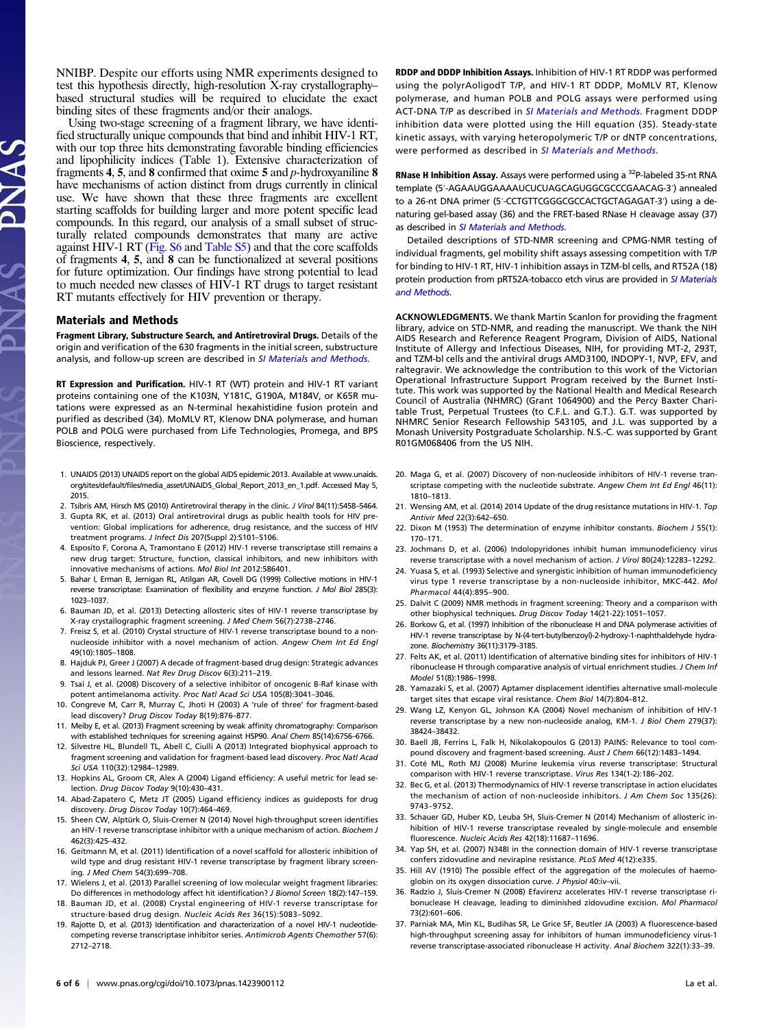NNIBP. Despite our efforts using NMR experiments designed to test this hypothesis directly, high-resolution X-ray crystallography–based structural studies will be required to elucidate the exact binding sites of these fragments and/or their analogs.

Using two-stage screening of a fragment library, we have identified structurally unique compounds that bind and inhibit HIV-1 RT, with our top three hits demonstrating favorable binding efficiencies and lipophilicity indices (Table 1). Extensive characterization of fragments **4**, **5**, and **8** confirmed that oxime **5** and *p*-hydroxyaniline **8** have mechanisms of action distinct from drugs currently in clinical use. We have shown that these three fragments are excellent starting scaffolds for building larger and more potent specific lead compounds. In this regard, our analysis of a small subset of structurally related compounds demonstrates that many are active against HIV-1 RT (Fig. S6 and Table S5) and that the core scaffolds of fragments **4**, **5**, and **8** can be functionalized at several positions for future optimization. Our findings have strong potential to lead to much needed new classes of HIV-1 RT drugs to target resistant RT mutants effectively for HIV prevention or therapy.

## Materials and Methods

**Fragment Library, Substructure Search, and Antiretroviral Drugs.** Details of the origin and verification of the 630 fragments in the initial screen, substructure analysis, and follow-up screen are described in *SI Materials and Methods*.

**RT Expression and Purification.** HIV-1 RT (WT) protein and HIV-1 RT variant proteins containing one of the K103N, Y181C, G190A, M184V, or K65R mutations were expressed as an N-terminal hexahistidine fusion protein and purified as described (34). MoMLV RT, Klenow DNA polymerase, and human POLB and POLG were purchased from Life Technologies, Promega, and BPS Bioscience, respectively.

**RDDP and DDDP Inhibition Assays.** Inhibition of HIV-1 RT RDDP was performed using the polyrAoligodT T/P, and HIV-1 RT DDDP, MoMLV RT, Klenow polymerase, and human POLB and POLG assays were performed using ACT-DNA T/P as described in *SI Materials and Methods*. Fragment DDDP inhibition data were plotted using the Hill equation (35). Steady-state kinetic assays, with varying heteropolymeric T/P or dNTP concentrations, were performed as described in *SI Materials and Methods*.

**RNase H Inhibition Assay.** Assays were performed using a $^{32}$P-labeled 35-nt RNA template (5′-AGAAUGGAAAAUCUCUAGCAGUGGCGCCCGAACAG-3′) annealed to a 26-nt DNA primer (5′-CCTGTTCGGGCGCCACTGCTAGAGAT-3′) using a denaturing gel-based assay (36) and the FRET-based RNase H cleavage assay (37) as described in *SI Materials and Methods*.

Detailed descriptions of STD-NMR screening and CPMG-NMR testing of individual fragments, gel mobility shift assays assessing competition with T/P for binding to HIV-1 RT, HIV-1 inhibition assays in TZM-bl cells, and RT52A (18) protein production from pRT52A-tobacco etch virus are provided in *SI Materials and Methods*.

**ACKNOWLEDGMENTS.** We thank Martin Scanlon for providing the fragment library, advice on STD-NMR, and reading the manuscript. We thank the NIH AIDS Research and Reference Reagent Program, Division of AIDS, National Institute of Allergy and Infectious Diseases, NIH, for providing MT-2, 293T, and TZM-bl cells and the antiviral drugs AMD3100, INDOPY-1, NVP, EFV, and raltegravir. We acknowledge the contribution to this work of the Victorian Operational Infrastructure Support Program received by the Burnet Institute. This work was supported by the National Health and Medical Research Council of Australia (NHMRC) (Grant 1064900) and the Percy Baxter Charitable Trust, Perpetual Trustees (to C.F.L. and G.T.). G.T. was supported by NHMRC Senior Research Fellowship 543105, and J.L. was supported by a Monash University Postgraduate Scholarship. N.S.-C. was supported by Grant R01GM068406 from the US NIH.

1. UNAIDS (2013) UNAIDS report on the global AIDS epidemic 2013. Available at www.unaids.org/sites/default/files/media_asset/UNAIDS_Global_Report_2013_en_1.pdf. Accessed May 5, 2015.
2. Tsibris AM, Hirsch MS (2010) Antiretroviral therapy in the clinic. *J Virol* 84(11):5458–5464.
3. Gupta RK, et al. (2013) Oral antiretroviral drugs as public health tools for HIV prevention: Global implications for adherence, drug resistance, and the success of HIV treatment programs. *J Infect Dis* 207(Suppl 2):S101–S106.
4. Esposito F, Corona A, Tramontano E (2012) HIV-1 reverse transcriptase still remains a new drug target: Structure, function, classical inhibitors, and new inhibitors with innovative mechanisms of actions. *Mol Biol Int* 2012:586401.
5. Bahar I, Erman B, Jernigan RL, Atilgan AR, Covell DG (1999) Collective motions in HIV-1 reverse transcriptase: Examination of flexibility and enzyme function. *J Mol Biol* 285(3):1023–1037.
6. Bauman JD, et al. (2013) Detecting allosteric sites of HIV-1 reverse transcriptase by X-ray crystallographic fragment screening. *J Med Chem* 56(7):2738–2746.
7. Freisz S, et al. (2010) Crystal structure of HIV-1 reverse transcriptase bound to a non-nucleoside inhibitor with a novel mechanism of action. *Angew Chem Int Ed Engl* 49(10):1805–1808.
8. Hajduk PJ, Greer J (2007) A decade of fragment-based drug design: Strategic advances and lessons learned. *Nat Rev Drug Discov* 6(3):211–219.
9. Tsai J, et al. (2008) Discovery of a selective inhibitor of oncogenic B-Raf kinase with potent antimelanoma activity. *Proc Natl Acad Sci USA* 105(8):3041–3046.
10. Congreve M, Carr R, Murray C, Jhoti H (2003) A 'rule of three' for fragment-based lead discovery? *Drug Discov Today* 8(19):876–877.
11. Meiby E, et al. (2013) Fragment screening by weak affinity chromatography: Comparison with established techniques for screening against HSP90. *Anal Chem* 85(14):6756–6766.
12. Silvestre HL, Blundell TL, Abell C, Ciulli A (2013) Integrated biophysical approach to fragment screening and validation for fragment-based lead discovery. *Proc Natl Acad Sci USA* 110(32):12984–12989.
13. Hopkins AL, Groom CR, Alex A (2004) Ligand efficiency: A useful metric for lead selection. *Drug Discov Today* 9(10):430–431.
14. Abad-Zapatero C, Metz JT (2005) Ligand efficiency indices as guideposts for drug discovery. *Drug Discov Today* 10(7):464–469.
15. Sheen CW, Alptürk O, Sluis-Cremer N (2014) Novel high-throughput screen identifies an HIV-1 reverse transcriptase inhibitor with a unique mechanism of action. *Biochem J* 462(3):425–432.
16. Geitmann M, et al. (2011) Identification of a novel scaffold for allosteric inhibition of wild type and drug resistant HIV-1 reverse transcriptase by fragment library screening. *J Med Chem* 54(3):699–708.
17. Wielens J, et al. (2013) Parallel screening of low molecular weight fragment libraries: Do differences in methodology affect hit identification? *J Biomol Screen* 18(2):147–159.
18. Bauman JD, et al. (2008) Crystal engineering of HIV-1 reverse transcriptase for structure-based drug design. *Nucleic Acids Res* 36(15):5083–5092.
19. Rajotte D, et al. (2013) Identification and characterization of a novel HIV-1 nucleotide-competing reverse transcriptase inhibitor series. *Antimicrob Agents Chemother* 57(6):2712–2718.
20. Maga G, et al. (2007) Discovery of non-nucleoside inhibitors of HIV-1 reverse transcriptase competing with the nucleotide substrate. *Angew Chem Int Ed Engl* 46(11):1810–1813.
21. Wensing AM, et al. (2014) 2014 Update of the drug resistance mutations in HIV-1. *Top Antivir Med* 22(3):642–650.
22. Dixon M (1953) The determination of enzyme inhibitor constants. *Biochem J* 55(1):170–171.
23. Jochmans D, et al. (2006) Indolopyridones inhibit human immunodeficiency virus reverse transcriptase with a novel mechanism of action. *J Virol* 80(24):12283–12292.
24. Yuasa S, et al. (1993) Selective and synergistic inhibition of human immunodeficiency virus type 1 reverse transcriptase by a non-nucleoside inhibitor, MKC-442. *Mol Pharmacol* 44(4):895–900.
25. Dalvit C (2009) NMR methods in fragment screening: Theory and a comparison with other biophysical techniques. *Drug Discov Today* 14(21-22):1051–1057.
26. Borkow G, et al. (1997) Inhibition of the ribonuclease H and DNA polymerase activities of HIV-1 reverse transcriptase by N-(4-tert-butylbenzoyl)-2-hydroxy-1-naphthaldehyde hydrazone. *Biochemistry* 36(11):3179–3185.
27. Felts AK, et al. (2011) Identification of alternative binding sites for inhibitors of HIV-1 ribonuclease H through comparative analysis of virtual enrichment studies. *J Chem Inf Model* 51(8):1986–1998.
28. Yamazaki S, et al. (2007) Aptamer displacement identifies alternative small-molecule target sites that escape viral resistance. *Chem Biol* 14(7):804–812.
29. Wang LZ, Kenyon GL, Johnson KA (2004) Novel mechanism of inhibition of HIV-1 reverse transcriptase by a new non-nucleoside analog, KM-1. *J Biol Chem* 279(37):38424–38432.
30. Baell JB, Ferrins L, Falk H, Nikolakopoulos G (2013) PAINS: Relevance to tool compound discovery and fragment-based screening. *Aust J Chem* 66(12):1483–1494.
31. Coté ML, Roth MJ (2008) Murine leukemia virus reverse transcriptase: Structural comparison with HIV-1 reverse transcriptase. *Virus Res* 134(1-2):186–202.
32. Bec G, et al. (2013) Thermodynamics of HIV-1 reverse transcriptase in action elucidates the mechanism of action of non-nucleoside inhibitors. *J Am Chem Soc* 135(26):9743–9752.
33. Schauer GD, Huber KD, Leuba SH, Sluis-Cremer N (2014) Mechanism of allosteric inhibition of HIV-1 reverse transcriptase revealed by single-molecule and ensemble fluorescence. *Nucleic Acids Res* 42(18):11687–11696.
34. Yap SH, et al. (2007) N348I in the connection domain of HIV-1 reverse transcriptase confers zidovudine and nevirapine resistance. *PLoS Med* 4(12):e335.
35. Hill AV (1910) The possible effect of the aggregation of the molecules of haemoglobin on its oxygen dissociation curve. *J Physiol* 40:iv–vii.
36. Radzio J, Sluis-Cremer N (2008) Efavirenz accelerates HIV-1 reverse transcriptase ribonuclease H cleavage, leading to diminished zidovudine excision. *Mol Pharmacol* 73(2):601–606.
37. Parniak MA, Min KL, Budihas SR, Le Grice SF, Beutler JA (2003) A fluorescence-based high-throughput screening assay for inhibitors of human immunodeficiency virus-1 reverse transcriptase-associated ribonuclease H activity. *Anal Biochem* 322(1):33–39.